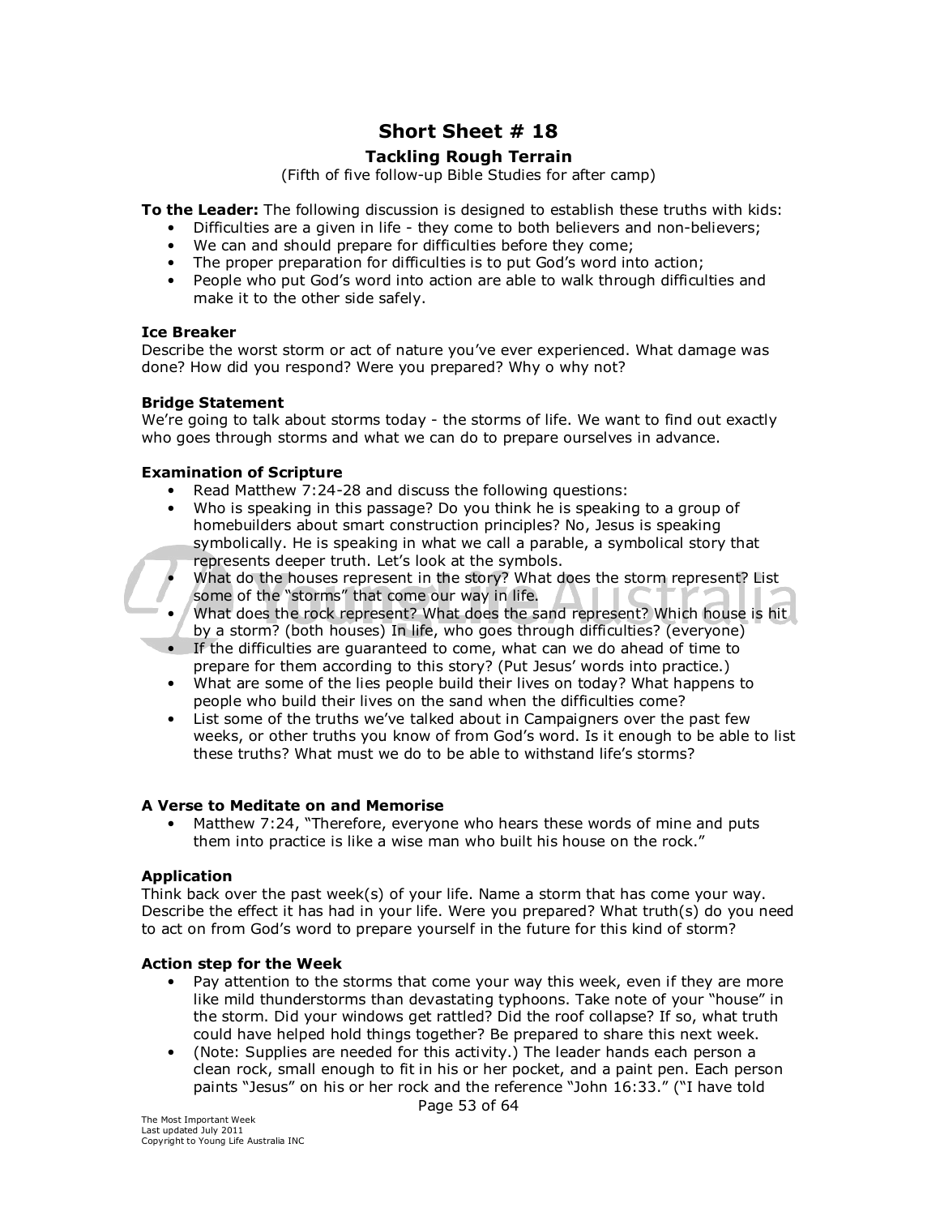# Short Sheet # 18

## Tackling Rough Terrain

(Fifth of five follow-up Bible Studies for after camp)

**To the Leader:** The following discussion is designed to establish these truths with kids:

- Difficulties are a given in life - they come to both believers and non-believers;
- We can and should prepare for difficulties before they come;
- The proper preparation for difficulties is to put God's word into action;
- People who put God's word into action are able to walk through difficulties and make it to the other side safely.

**Ice Breaker**

Describe the worst storm or act of nature you've ever experienced. What damage was done? How did you respond? Were you prepared? Why o why not?

**Bridge Statement**

We're going to talk about storms today - the storms of life. We want to find out exactly who goes through storms and what we can do to prepare ourselves in advance.

**Examination of Scripture**

- Read Matthew 7:24-28 and discuss the following questions:
- Who is speaking in this passage? Do you think he is speaking to a group of homebuilders about smart construction principles? No, Jesus is speaking symbolically. He is speaking in what we call a parable, a symbolical story that represents deeper truth. Let's look at the symbols.
- What do the houses represent in the story? What does the storm represent? List some of the "storms" that come our way in life.
- What does the rock represent? What does the sand represent? Which house is hit by a storm? (both houses) In life, who goes through difficulties? (everyone)
- If the difficulties are guaranteed to come, what can we do ahead of time to prepare for them according to this story? (Put Jesus' words into practice.)
- What are some of the lies people build their lives on today? What happens to people who build their lives on the sand when the difficulties come?
- List some of the truths we've talked about in Campaigners over the past few weeks, or other truths you know of from God's word. Is it enough to be able to list these truths? What must we do to be able to withstand life's storms?

**A Verse to Meditate on and Memorise**

- Matthew 7:24, "Therefore, everyone who hears these words of mine and puts them into practice is like a wise man who built his house on the rock."

**Application**

Think back over the past week(s) of your life. Name a storm that has come your way. Describe the effect it has had in your life. Were you prepared? What truth(s) do you need to act on from God's word to prepare yourself in the future for this kind of storm?

**Action step for the Week**

- Pay attention to the storms that come your way this week, even if they are more like mild thunderstorms than devastating typhoons. Take note of your "house" in the storm. Did your windows get rattled? Did the roof collapse? If so, what truth could have helped hold things together? Be prepared to share this next week.
- (Note: Supplies are needed for this activity.) The leader hands each person a clean rock, small enough to fit in his or her pocket, and a paint pen. Each person paints "Jesus" on his or her rock and the reference "John 16:33." ("I have told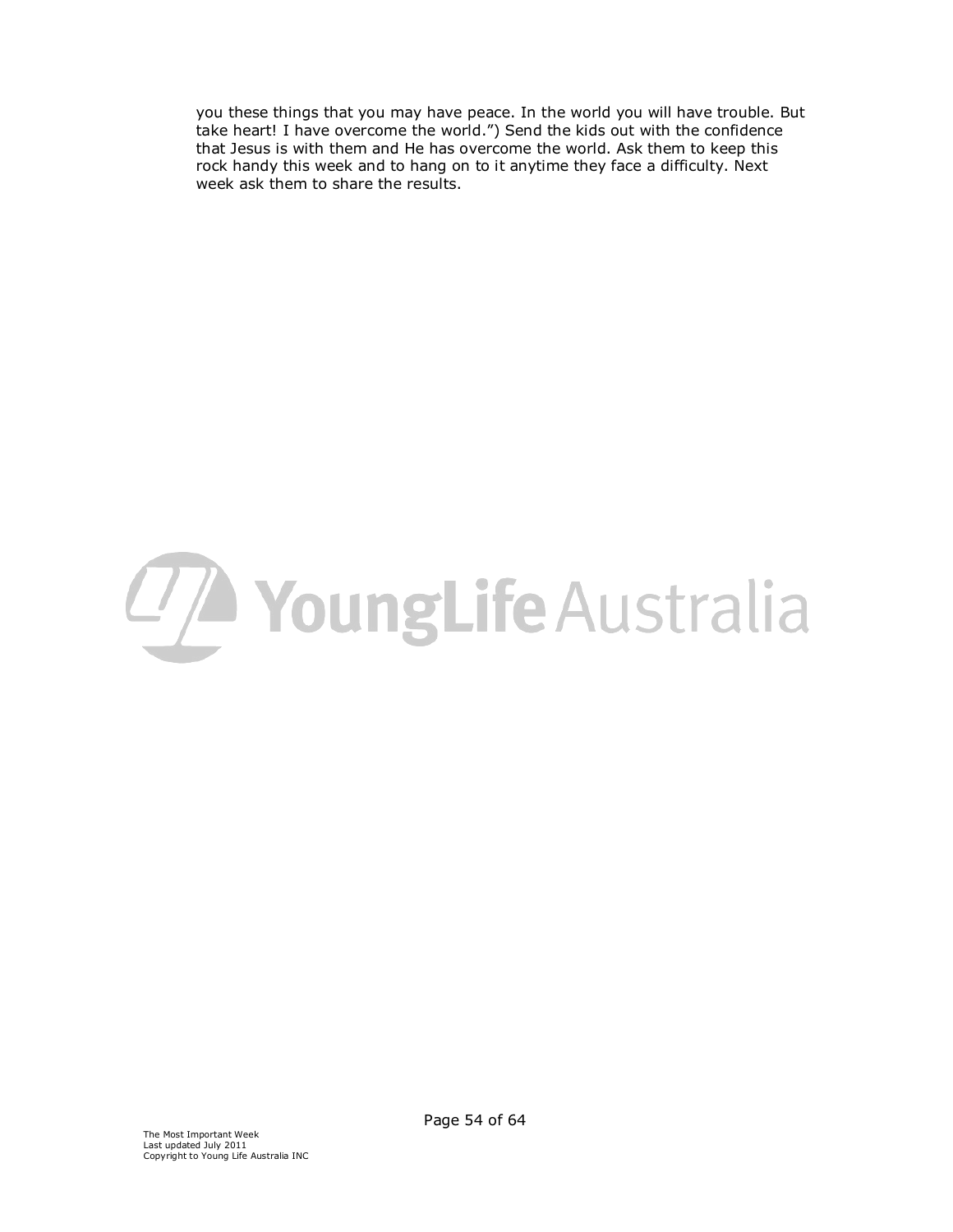you these things that you may have peace. In the world you will have trouble. But take heart! I have overcome the world.") Send the kids out with the confidence that Jesus is with them and He has overcome the world. Ask them to keep this rock handy this week and to hang on to it anytime they face a difficulty. Next week ask them to share the results.